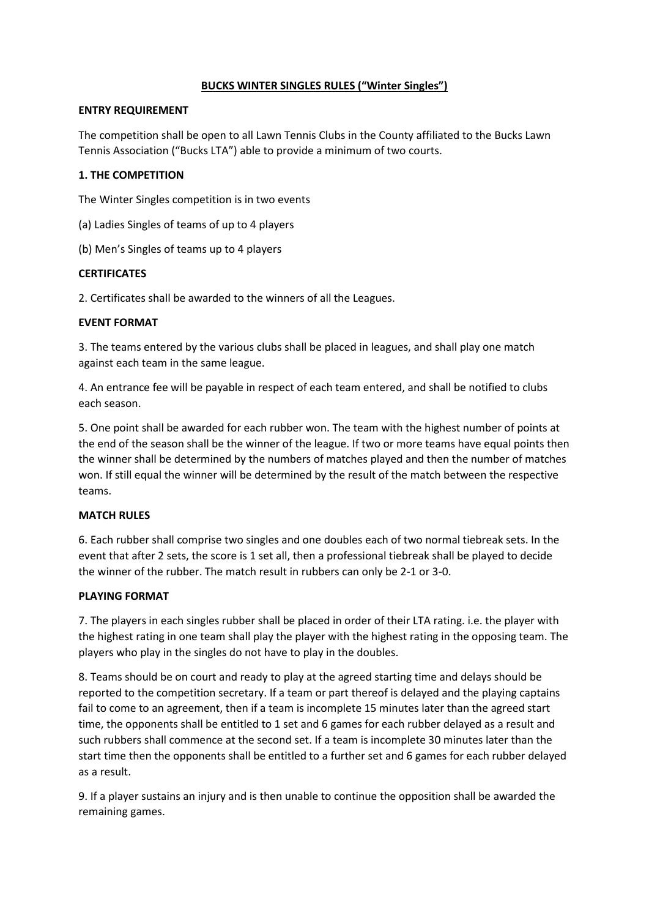# BUCKS WINTER SINGLES RULES ("Winter Singles")

## ENTRY REQUIREMENT

The competition shall be open to all Lawn Tennis Clubs in the County affiliated to the Bucks Lawn Tennis Association ("Bucks LTA") able to provide a minimum of two courts.

## 1. THE COMPETITION

The Winter Singles competition is in two events

(a) Ladies Singles of teams of up to 4 players

(b) Men's Singles of teams up to 4 players

## CERTIFICATES

2. Certificates shall be awarded to the winners of all the Leagues.

## EVENT FORMAT

3. The teams entered by the various clubs shall be placed in leagues, and shall play one match against each team in the same league.

4. An entrance fee will be payable in respect of each team entered, and shall be notified to clubs each season.

5. One point shall be awarded for each rubber won. The team with the highest number of points at the end of the season shall be the winner of the league. If two or more teams have equal points then the winner shall be determined by the numbers of matches played and then the number of matches won. If still equal the winner will be determined by the result of the match between the respective teams.

## MATCH RULES

6. Each rubber shall comprise two singles and one doubles each of two normal tiebreak sets. In the event that after 2 sets, the score is 1 set all, then a professional tiebreak shall be played to decide the winner of the rubber. The match result in rubbers can only be 2-1 or 3-0.

## PLAYING FORMAT

7. The players in each singles rubber shall be placed in order of their LTA rating. i.e. the player with the highest rating in one team shall play the player with the highest rating in the opposing team. The players who play in the singles do not have to play in the doubles.

8. Teams should be on court and ready to play at the agreed starting time and delays should be reported to the competition secretary. If a team or part thereof is delayed and the playing captains fail to come to an agreement, then if a team is incomplete 15 minutes later than the agreed start time, the opponents shall be entitled to 1 set and 6 games for each rubber delayed as a result and such rubbers shall commence at the second set. If a team is incomplete 30 minutes later than the start time then the opponents shall be entitled to a further set and 6 games for each rubber delayed as a result.

9. If a player sustains an injury and is then unable to continue the opposition shall be awarded the remaining games.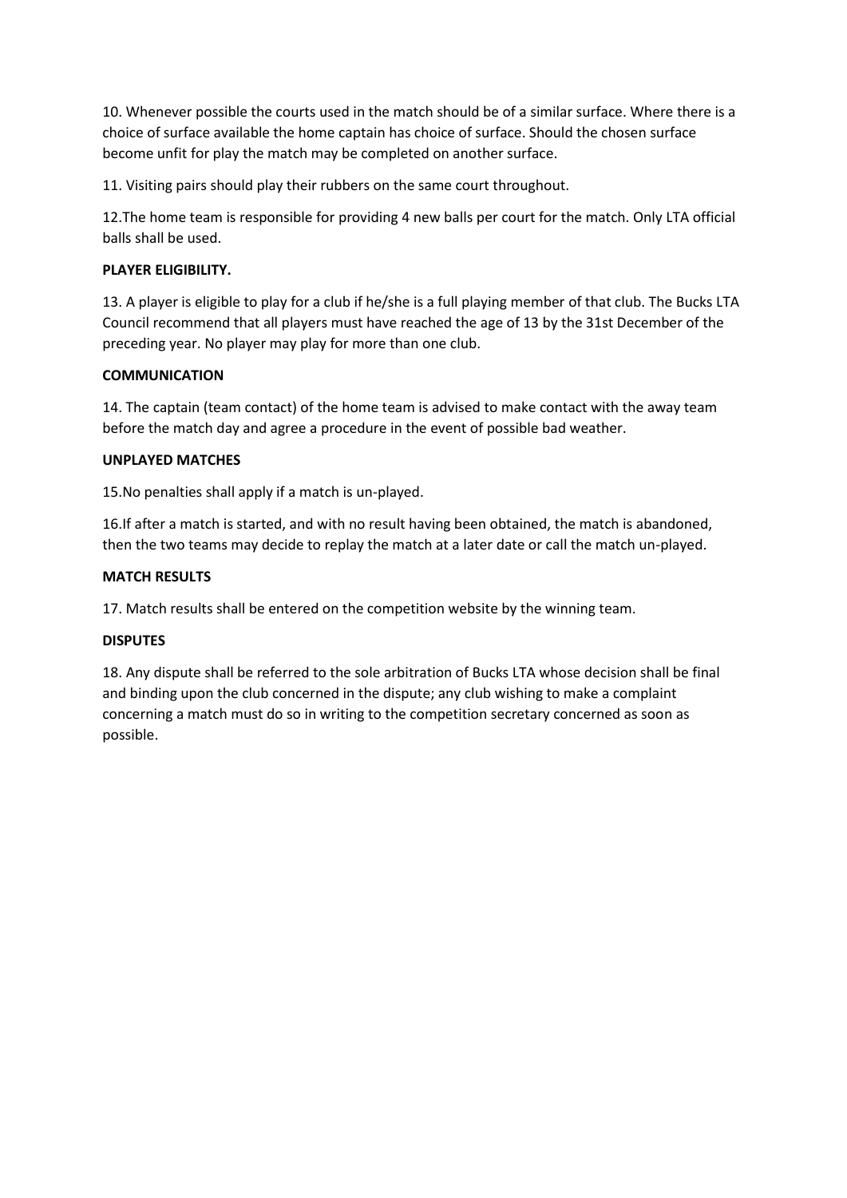10. Whenever possible the courts used in the match should be of a similar surface. Where there is a choice of surface available the home captain has choice of surface. Should the chosen surface become unfit for play the match may be completed on another surface.

11. Visiting pairs should play their rubbers on the same court throughout.

12.The home team is responsible for providing 4 new balls per court for the match. Only LTA official balls shall be used.

**PLAYER ELIGIBILITY.**

13. A player is eligible to play for a club if he/she is a full playing member of that club. The Bucks LTA Council recommend that all players must have reached the age of 13 by the 31st December of the preceding year. No player may play for more than one club.

**COMMUNICATION**

14. The captain (team contact) of the home team is advised to make contact with the away team before the match day and agree a procedure in the event of possible bad weather.

**UNPLAYED MATCHES**

15.No penalties shall apply if a match is un-played.

16.If after a match is started, and with no result having been obtained, the match is abandoned, then the two teams may decide to replay the match at a later date or call the match un-played.

**MATCH RESULTS**

17. Match results shall be entered on the competition website by the winning team.

**DISPUTES**

18. Any dispute shall be referred to the sole arbitration of Bucks LTA whose decision shall be final and binding upon the club concerned in the dispute; any club wishing to make a complaint concerning a match must do so in writing to the competition secretary concerned as soon as possible.